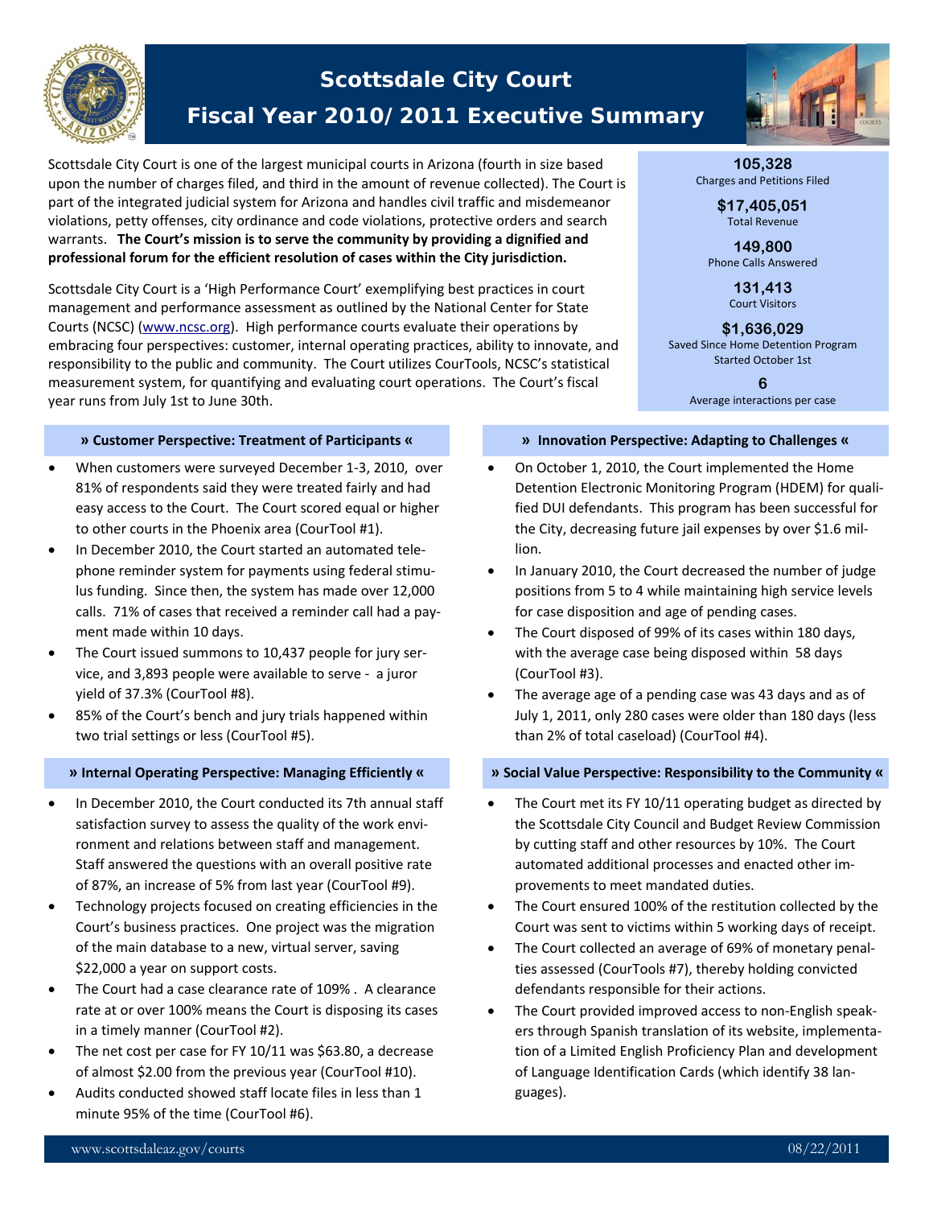# Scottsdale City Court

## Fiscal Year 2010/2011 Executive Summary

Scottsdale City Court is one of the largest municipal courts in Arizona (fourth in size based upon the number of charges filed, and third in the amount of revenue collected). The Court is part of the integrated judicial system for Arizona and handles civil traffic and misdemeanor violations, petty offenses, city ordinance and code violations, protective orders and search warrants. **The Court's mission is to serve the community by providing a dignified and professional forum for the efficient resolution of cases within the City jurisdiction.**

Scottsdale City Court is a 'High Performance Court' exemplifying best practices in court management and performance assessment as outlined by the National Center for State Courts (NCSC) (www.ncsc.org). High performance courts evaluate their operations by embracing four perspectives: customer, internal operating practices, ability to innovate, and responsibility to the public and community. The Court utilizes CourTools, NCSC's statistical measurement system, for quantifying and evaluating court operations. The Court's fiscal year runs from July 1st to June 30th.

**105,328**
Charges and Petitions Filed

**$17,405,051**
Total Revenue

**149,800**
Phone Calls Answered

**131,413**
Court Visitors

**$1,636,029**
Saved Since Home Detention Program Started October 1st

**6**
Average interactions per case

### » Customer Perspective: Treatment of Participants «

- When customers were surveyed December 1-3, 2010, over 81% of respondents said they were treated fairly and had easy access to the Court. The Court scored equal or higher to other courts in the Phoenix area (CourTool #1).
- In December 2010, the Court started an automated telephone reminder system for payments using federal stimulus funding. Since then, the system has made over 12,000 calls. 71% of cases that received a reminder call had a payment made within 10 days.
- The Court issued summons to 10,437 people for jury service, and 3,893 people were available to serve - a juror yield of 37.3% (CourTool #8).
- 85% of the Court's bench and jury trials happened within two trial settings or less (CourTool #5).

### » Internal Operating Perspective: Managing Efficiently «

- In December 2010, the Court conducted its 7th annual staff satisfaction survey to assess the quality of the work environment and relations between staff and management. Staff answered the questions with an overall positive rate of 87%, an increase of 5% from last year (CourTool #9).
- Technology projects focused on creating efficiencies in the Court's business practices. One project was the migration of the main database to a new, virtual server, saving $22,000 a year on support costs.
- The Court had a case clearance rate of 109% . A clearance rate at or over 100% means the Court is disposing its cases in a timely manner (CourTool #2).
- The net cost per case for FY 10/11 was $63.80, a decrease of almost $2.00 from the previous year (CourTool #10).
- Audits conducted showed staff locate files in less than 1 minute 95% of the time (CourTool #6).

### » Innovation Perspective: Adapting to Challenges «

- On October 1, 2010, the Court implemented the Home Detention Electronic Monitoring Program (HDEM) for qualified DUI defendants. This program has been successful for the City, decreasing future jail expenses by over $1.6 million.
- In January 2010, the Court decreased the number of judge positions from 5 to 4 while maintaining high service levels for case disposition and age of pending cases.
- The Court disposed of 99% of its cases within 180 days, with the average case being disposed within 58 days (CourTool #3).
- The average age of a pending case was 43 days and as of July 1, 2011, only 280 cases were older than 180 days (less than 2% of total caseload) (CourTool #4).

### » Social Value Perspective: Responsibility to the Community «

- The Court met its FY 10/11 operating budget as directed by the Scottsdale City Council and Budget Review Commission by cutting staff and other resources by 10%. The Court automated additional processes and enacted other improvements to meet mandated duties.
- The Court ensured 100% of the restitution collected by the Court was sent to victims within 5 working days of receipt.
- The Court collected an average of 69% of monetary penalties assessed (CourTools #7), thereby holding convicted defendants responsible for their actions.
- The Court provided improved access to non-English speakers through Spanish translation of its website, implementation of a Limited English Proficiency Plan and development of Language Identification Cards (which identify 38 languages).

www.scottsdaleaz.gov/courts 08/22/2011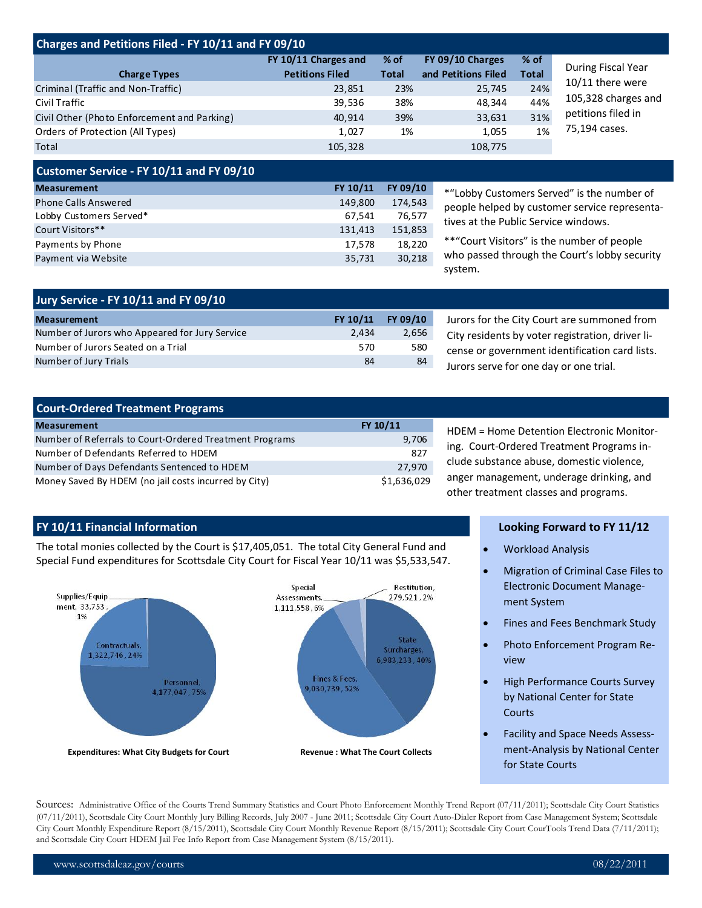## Charges and Petitions Filed - FY 10/11 and FY 09/10

| Charge Types | FY 10/11 Charges and Petitions Filed | % of Total | FY 09/10 Charges and Petitions Filed | % of Total |
|---|---|---|---|---|
| Criminal (Traffic and Non-Traffic) | 23,851 | 23% | 25,745 | 24% |
| Civil Traffic | 39,536 | 38% | 48,344 | 44% |
| Civil Other (Photo Enforcement and Parking) | 40,914 | 39% | 33,631 | 31% |
| Orders of Protection (All Types) | 1,027 | 1% | 1,055 | 1% |
| Total | 105,328 | | 108,775 | |

During Fiscal Year 10/11 there were 105,328 charges and petitions filed in 75,194 cases.

## Customer Service - FY 10/11 and FY 09/10

| Measurement | FY 10/11 | FY 09/10 |
|---|---|---|
| Phone Calls Answered | 149,800 | 174,543 |
| Lobby Customers Served* | 67,541 | 76,577 |
| Court Visitors** | 131,413 | 151,853 |
| Payments by Phone | 17,578 | 18,220 |
| Payment via Website | 35,731 | 30,218 |

*"Lobby Customers Served" is the number of people helped by customer service representatives at the Public Service windows.

**"Court Visitors" is the number of people who passed through the Court's lobby security system.

## Jury Service - FY 10/11 and FY 09/10

| Measurement | FY 10/11 | FY 09/10 |
|---|---|---|
| Number of Jurors who Appeared for Jury Service | 2,434 | 2,656 |
| Number of Jurors Seated on a Trial | 570 | 580 |
| Number of Jury Trials | 84 | 84 |

Jurors for the City Court are summoned from City residents by voter registration, driver license or government identification card lists. Jurors serve for one day or one trial.

## Court-Ordered Treatment Programs

| Measurement | FY 10/11 |
|---|---|
| Number of Referrals to Court-Ordered Treatment Programs | 9,706 |
| Number of Defendants Referred to HDEM | 827 |
| Number of Days Defendants Sentenced to HDEM | 27,970 |
| Money Saved By HDEM (no jail costs incurred by City) | $1,636,029 |

HDEM = Home Detention Electronic Monitoring. Court-Ordered Treatment Programs include substance abuse, domestic violence, anger management, underage drinking, and other treatment classes and programs.

## FY 10/11 Financial Information

The total monies collected by the Court is $17,405,051. The total City General Fund and Special Fund expenditures for Scottsdale City Court for Fiscal Year 10/11 was $5,533,547.

Supplies/Equipment, 33,753, 1%
Contractuals, 1,322,746, 24%
Personnel, 4,177,047, 75%

**Expenditures: What City Budgets for Court**

Special Assessments, 1,111,558, 6%
Restitution, 279,521, 2%
State Surcharges, 6,983,233, 40%
Fines & Fees, 9,030,739, 52%

**Revenue : What The Court Collects**

## Looking Forward to FY 11/12

- Workload Analysis
- Migration of Criminal Case Files to Electronic Document Management System
- Fines and Fees Benchmark Study
- Photo Enforcement Program Review
- High Performance Courts Survey by National Center for State Courts
- Facility and Space Needs Assessment-Analysis by National Center for State Courts

Sources: Administrative Office of the Courts Trend Summary Statistics and Court Photo Enforcement Monthly Trend Report (07/11/2011); Scottsdale City Court Statistics (07/11/2011), Scottsdale City Court Monthly Jury Billing Records, July 2007 - June 2011; Scottsdale City Court Auto-Dialer Report from Case Management System; Scottsdale City Court Monthly Expenditure Report (8/15/2011), Scottsdale City Court Monthly Revenue Report (8/15/2011); Scottsdale City Court CourTools Trend Data (7/11/2011); and Scottsdale City Court HDEM Jail Fee Info Report from Case Management System (8/15/2011).

www.scottsdaleaz.gov/courts 08/22/2011